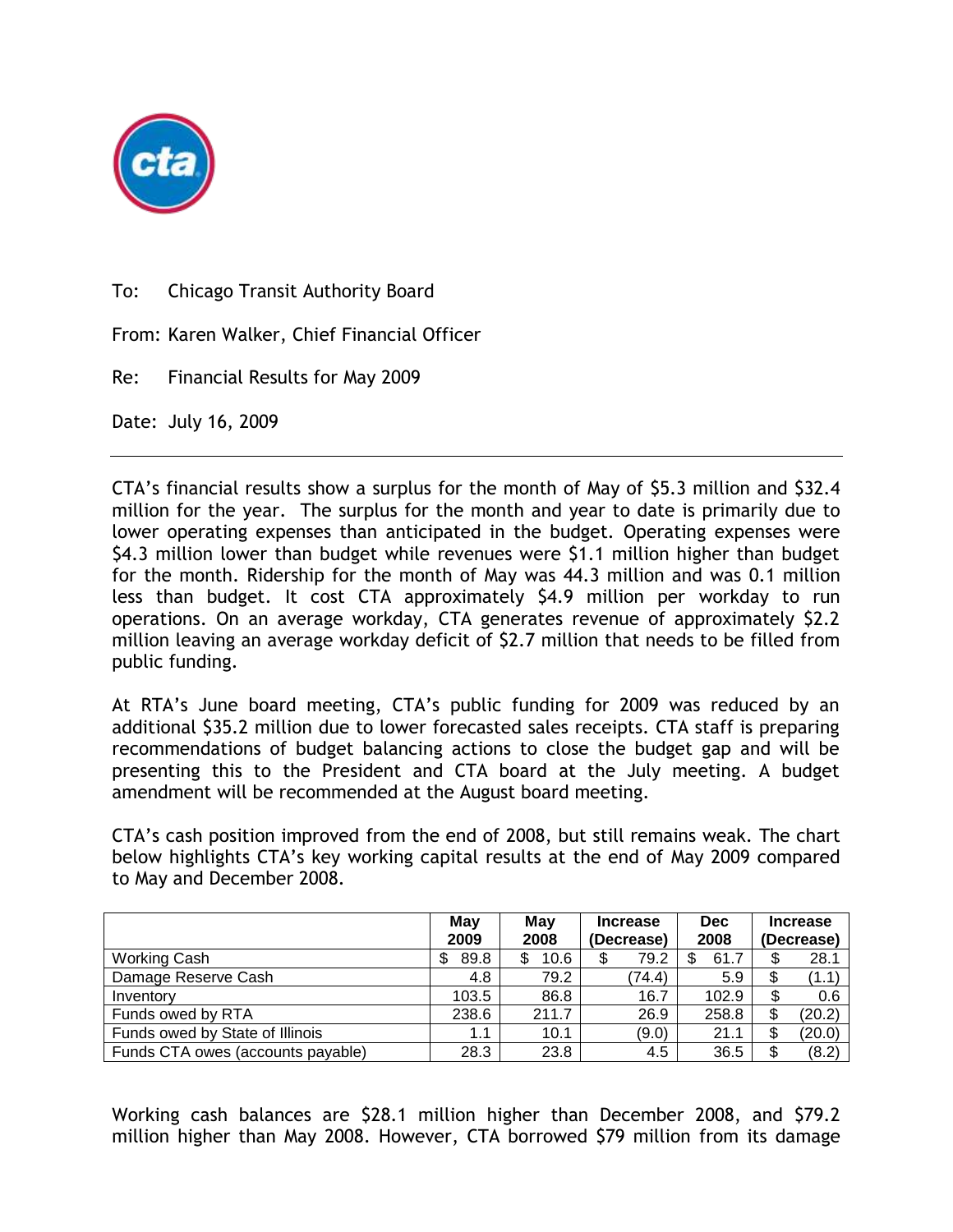To: Chicago Transit Authority Board

From: Karen Walker, Chief Financial Officer

Re: Financial Results for May 2009

Date: July 16, 2009

---

CTA's financial results show a surplus for the month of May of $5.3 million and $32.4 million for the year. The surplus for the month and year to date is primarily due to lower operating expenses than anticipated in the budget. Operating expenses were $4.3 million lower than budget while revenues were $1.1 million higher than budget for the month. Ridership for the month of May was 44.3 million and was 0.1 million less than budget. It cost CTA approximately $4.9 million per workday to run operations. On an average workday, CTA generates revenue of approximately $2.2 million leaving an average workday deficit of $2.7 million that needs to be filled from public funding.

At RTA's June board meeting, CTA's public funding for 2009 was reduced by an additional $35.2 million due to lower forecasted sales receipts. CTA staff is preparing recommendations of budget balancing actions to close the budget gap and will be presenting this to the President and CTA board at the July meeting. A budget amendment will be recommended at the August board meeting.

CTA's cash position improved from the end of 2008, but still remains weak. The chart below highlights CTA's key working capital results at the end of May 2009 compared to May and December 2008.

| | May 2009 | May 2008 | Increase (Decrease) | Dec 2008 | Increase (Decrease) |
|---|---|---|---|---|---|
| Working Cash | $ 89.8 | $ 10.6 | $ 79.2 | $ 61.7 | $ 28.1 |
| Damage Reserve Cash | 4.8 | 79.2 | (74.4) | 5.9 | $ (1.1) |
| Inventory | 103.5 | 86.8 | 16.7 | 102.9 | $ 0.6 |
| Funds owed by RTA | 238.6 | 211.7 | 26.9 | 258.8 | $ (20.2) |
| Funds owed by State of Illinois | 1.1 | 10.1 | (9.0) | 21.1 | $ (20.0) |
| Funds CTA owes (accounts payable) | 28.3 | 23.8 | 4.5 | 36.5 | $ (8.2) |

Working cash balances are $28.1 million higher than December 2008, and $79.2 million higher than May 2008. However, CTA borrowed $79 million from its damage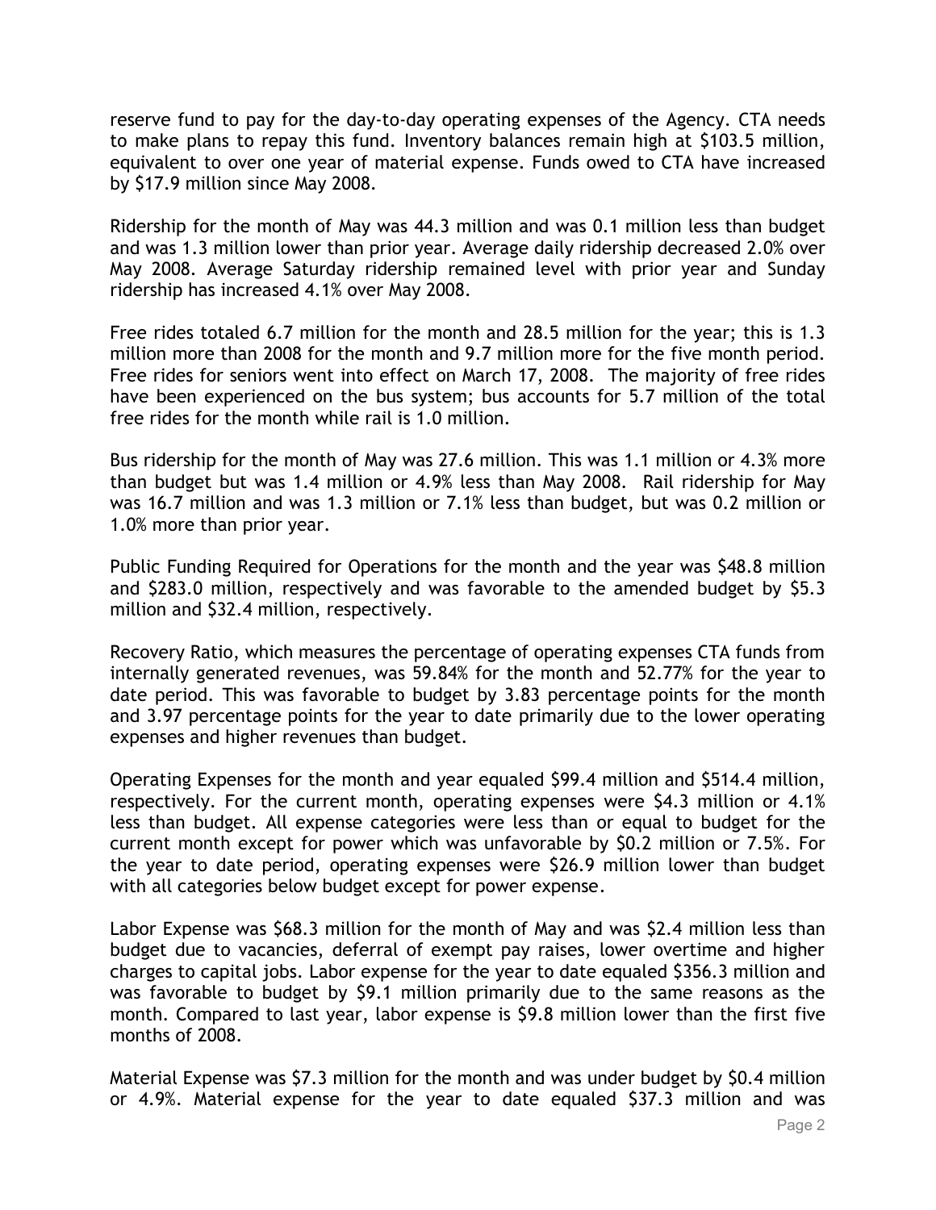reserve fund to pay for the day-to-day operating expenses of the Agency. CTA needs to make plans to repay this fund. Inventory balances remain high at $103.5 million, equivalent to over one year of material expense. Funds owed to CTA have increased by $17.9 million since May 2008.

Ridership for the month of May was 44.3 million and was 0.1 million less than budget and was 1.3 million lower than prior year. Average daily ridership decreased 2.0% over May 2008. Average Saturday ridership remained level with prior year and Sunday ridership has increased 4.1% over May 2008.

Free rides totaled 6.7 million for the month and 28.5 million for the year; this is 1.3 million more than 2008 for the month and 9.7 million more for the five month period. Free rides for seniors went into effect on March 17, 2008. The majority of free rides have been experienced on the bus system; bus accounts for 5.7 million of the total free rides for the month while rail is 1.0 million.

Bus ridership for the month of May was 27.6 million. This was 1.1 million or 4.3% more than budget but was 1.4 million or 4.9% less than May 2008. Rail ridership for May was 16.7 million and was 1.3 million or 7.1% less than budget, but was 0.2 million or 1.0% more than prior year.

Public Funding Required for Operations for the month and the year was $48.8 million and $283.0 million, respectively and was favorable to the amended budget by $5.3 million and $32.4 million, respectively.

Recovery Ratio, which measures the percentage of operating expenses CTA funds from internally generated revenues, was 59.84% for the month and 52.77% for the year to date period. This was favorable to budget by 3.83 percentage points for the month and 3.97 percentage points for the year to date primarily due to the lower operating expenses and higher revenues than budget.

Operating Expenses for the month and year equaled $99.4 million and $514.4 million, respectively. For the current month, operating expenses were $4.3 million or 4.1% less than budget. All expense categories were less than or equal to budget for the current month except for power which was unfavorable by $0.2 million or 7.5%. For the year to date period, operating expenses were $26.9 million lower than budget with all categories below budget except for power expense.

Labor Expense was $68.3 million for the month of May and was $2.4 million less than budget due to vacancies, deferral of exempt pay raises, lower overtime and higher charges to capital jobs. Labor expense for the year to date equaled $356.3 million and was favorable to budget by $9.1 million primarily due to the same reasons as the month. Compared to last year, labor expense is $9.8 million lower than the first five months of 2008.

Material Expense was $7.3 million for the month and was under budget by $0.4 million or 4.9%. Material expense for the year to date equaled $37.3 million and was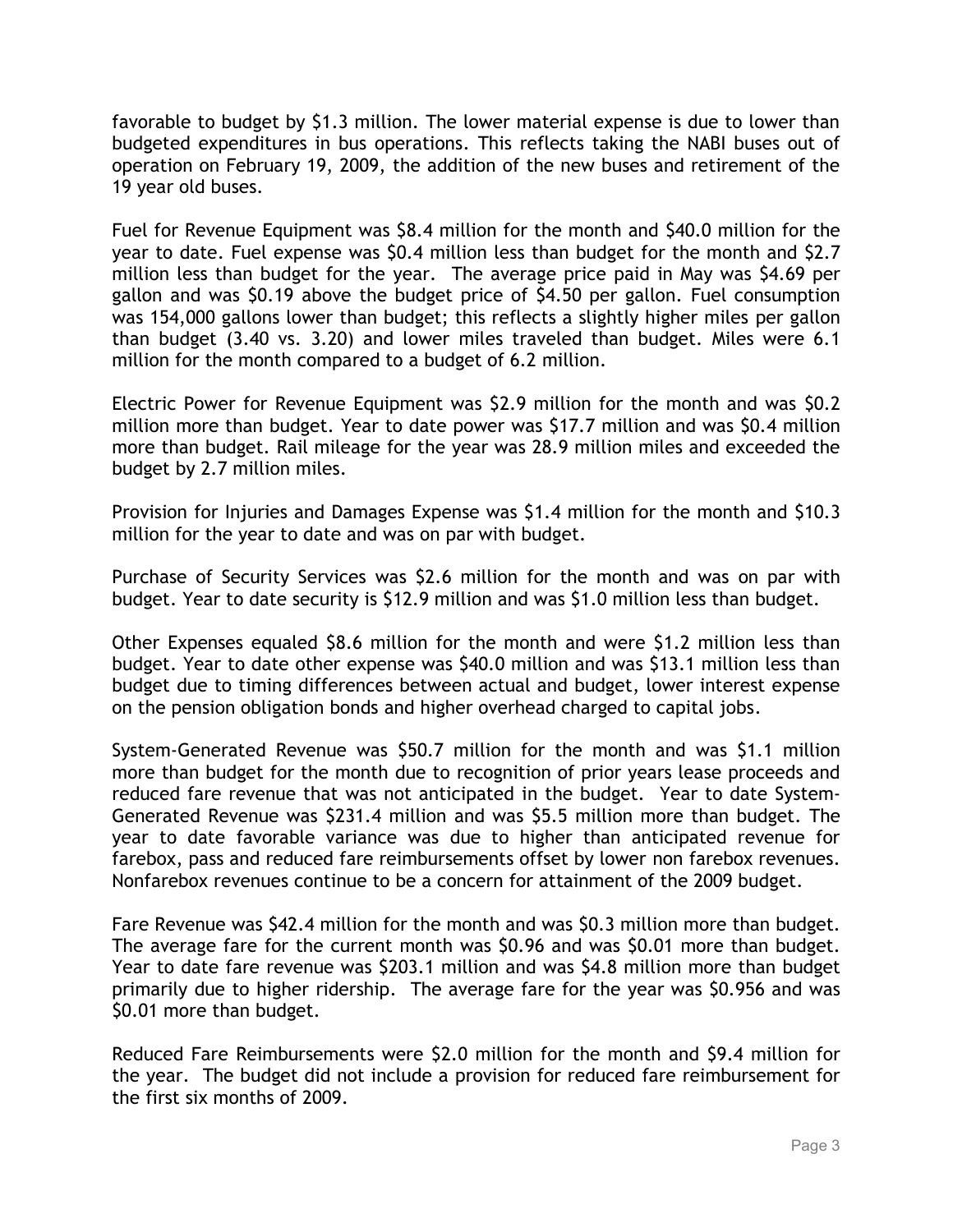favorable to budget by $1.3 million. The lower material expense is due to lower than budgeted expenditures in bus operations. This reflects taking the NABI buses out of operation on February 19, 2009, the addition of the new buses and retirement of the 19 year old buses.

Fuel for Revenue Equipment was $8.4 million for the month and $40.0 million for the year to date. Fuel expense was $0.4 million less than budget for the month and $2.7 million less than budget for the year. The average price paid in May was $4.69 per gallon and was $0.19 above the budget price of $4.50 per gallon. Fuel consumption was 154,000 gallons lower than budget; this reflects a slightly higher miles per gallon than budget (3.40 vs. 3.20) and lower miles traveled than budget. Miles were 6.1 million for the month compared to a budget of 6.2 million.

Electric Power for Revenue Equipment was $2.9 million for the month and was $0.2 million more than budget. Year to date power was $17.7 million and was $0.4 million more than budget. Rail mileage for the year was 28.9 million miles and exceeded the budget by 2.7 million miles.

Provision for Injuries and Damages Expense was $1.4 million for the month and $10.3 million for the year to date and was on par with budget.

Purchase of Security Services was $2.6 million for the month and was on par with budget. Year to date security is $12.9 million and was $1.0 million less than budget.

Other Expenses equaled $8.6 million for the month and were $1.2 million less than budget. Year to date other expense was $40.0 million and was $13.1 million less than budget due to timing differences between actual and budget, lower interest expense on the pension obligation bonds and higher overhead charged to capital jobs.

System-Generated Revenue was $50.7 million for the month and was $1.1 million more than budget for the month due to recognition of prior years lease proceeds and reduced fare revenue that was not anticipated in the budget. Year to date System-Generated Revenue was $231.4 million and was $5.5 million more than budget. The year to date favorable variance was due to higher than anticipated revenue for farebox, pass and reduced fare reimbursements offset by lower non farebox revenues. Nonfarebox revenues continue to be a concern for attainment of the 2009 budget.

Fare Revenue was $42.4 million for the month and was $0.3 million more than budget. The average fare for the current month was $0.96 and was $0.01 more than budget. Year to date fare revenue was $203.1 million and was $4.8 million more than budget primarily due to higher ridership. The average fare for the year was $0.956 and was $0.01 more than budget.

Reduced Fare Reimbursements were $2.0 million for the month and $9.4 million for the year. The budget did not include a provision for reduced fare reimbursement for the first six months of 2009.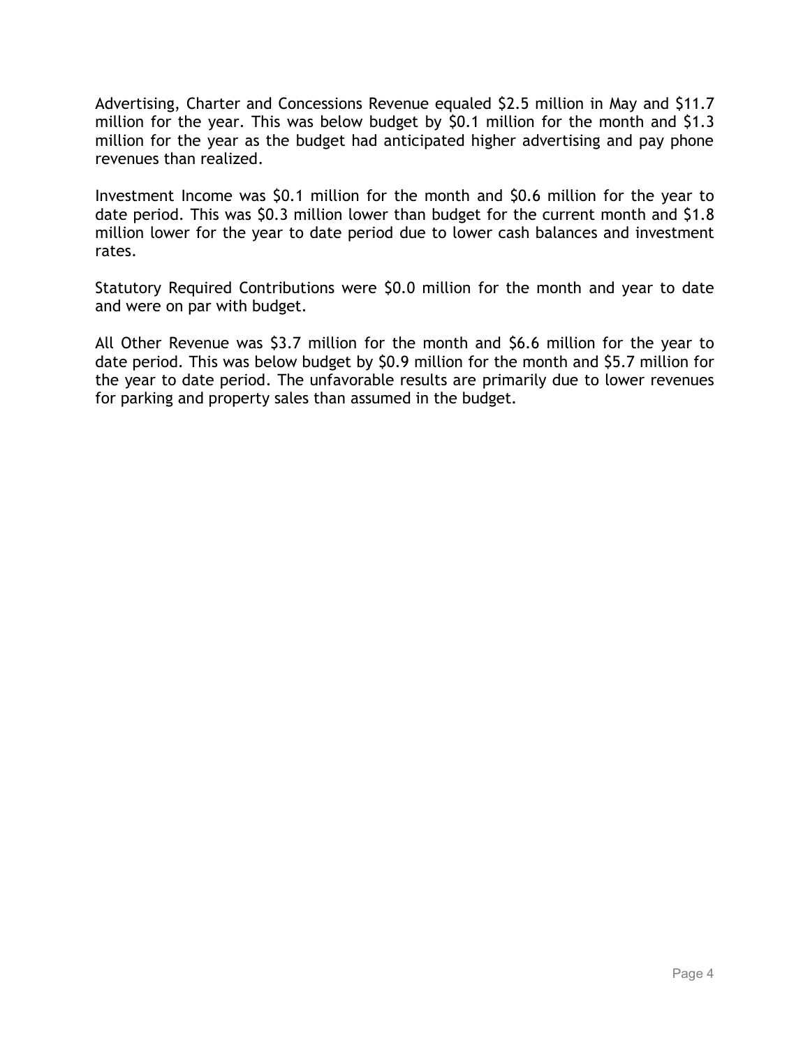Advertising, Charter and Concessions Revenue equaled $2.5 million in May and $11.7 million for the year. This was below budget by $0.1 million for the month and $1.3 million for the year as the budget had anticipated higher advertising and pay phone revenues than realized.

Investment Income was $0.1 million for the month and $0.6 million for the year to date period. This was $0.3 million lower than budget for the current month and $1.8 million lower for the year to date period due to lower cash balances and investment rates.

Statutory Required Contributions were $0.0 million for the month and year to date and were on par with budget.

All Other Revenue was $3.7 million for the month and $6.6 million for the year to date period. This was below budget by $0.9 million for the month and $5.7 million for the year to date period. The unfavorable results are primarily due to lower revenues for parking and property sales than assumed in the budget.